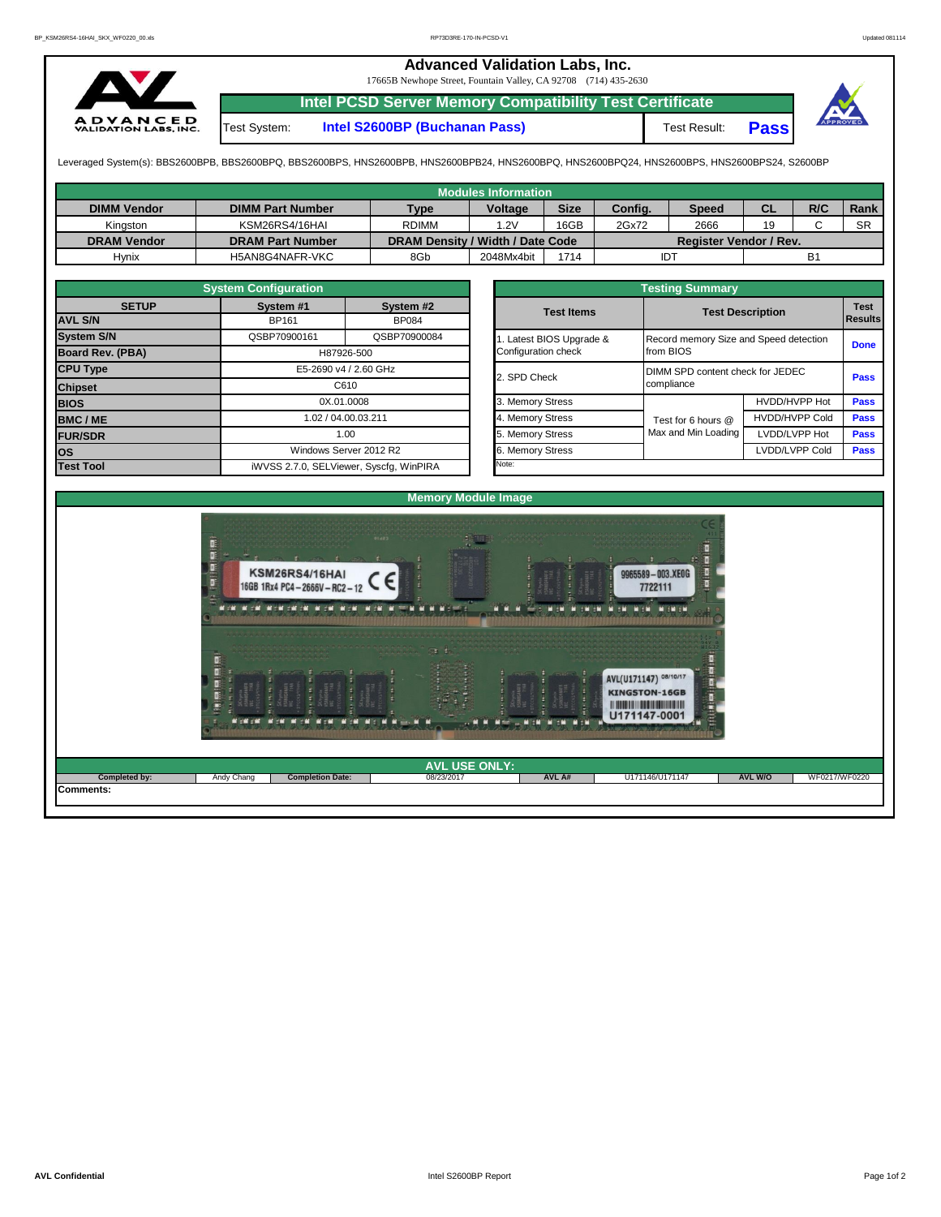# Advanced Validation Labs, Inc.

17665B Newhope Street, Fountain Valley, CA 92708 (714) 435-2630

## Intel PCSD Server Memory Compatibility Test Certificate

Test System: **Intel S2600BP (Buchanan Pass)** Test Result: **Pass**

Leveraged System(s): BBS2600BPB, BBS2600BPQ, BBS2600BPS, HNS2600BPB, HNS2600BPB24, HNS2600BPQ, HNS2600BPQ24, HNS2600BPS, HNS2600BPS24, S2600BP

### Modules Information

| DIMM Vendor | DIMM Part Number | Type | Voltage | Size | Config. | Speed | CL | R/C | Rank |
|---|---|---|---|---|---|---|---|---|---|
| Kingston | KSM26RS4/16HAI | RDIMM | 1.2V | 16GB | 2Gx72 | 2666 | 19 | C | SR |
| **DRAM Vendor** | **DRAM Part Number** | **DRAM Density / Width / Date Code** | | | **Register Vendor / Rev.** | | | | |
| Hynix | H5AN8G4NAFR-VKC | 8Gb | 2048Mx4bit | 1714 | IDT | | B1 | | |

### System Configuration

| SETUP | System #1 | System #2 |
|---|---|---|
| AVL S/N | BP161 | BP084 |
| System S/N | QSBP70900161 | QSBP70900084 |
| Board Rev. (PBA) | H87926-500 | |
| CPU Type | E5-2690 v4 / 2.60 GHz | |
| Chipset | C610 | |
| BIOS | 0X.01.0008 | |
| BMC / ME | 1.02 / 04.00.03.211 | |
| FUR/SDR | 1.00 | |
| OS | Windows Server 2012 R2 | |
| Test Tool | iWVSS 2.7.0, SELViewer, Syscfg, WinPIRA | |

### Testing Summary

| Test Items | Test Description | | Test Results |
|---|---|---|---|
| 1. Latest BIOS Upgrade & Configuration check | Record memory Size and Speed detection from BIOS | | Done |
| 2. SPD Check | DIMM SPD content check for JEDEC compliance | | Pass |
| 3. Memory Stress | Test for 6 hours @ Max and Min Loading | HVDD/HVPP Hot | Pass |
| 4. Memory Stress | | HVDD/HVPP Cold | Pass |
| 5. Memory Stress | | LVDD/LVPP Hot | Pass |
| 6. Memory Stress | | LVDD/LVPP Cold | Pass |

Note:

### Memory Module Image

### AVL USE ONLY:

| Completed by: | Andy Chang | Completion Date: | 08/23/2017 | AVL A# | U171146/U171147 | AVL W/O | WF0217/WF0220 |
|---|---|---|---|---|---|---|---|

Comments: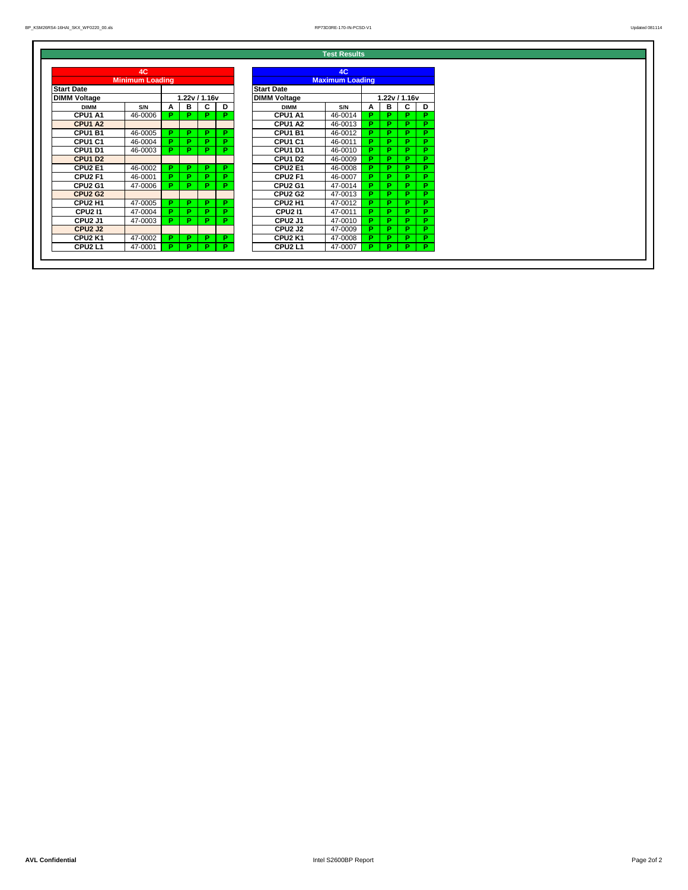## Test Results

| 4C Minimum Loading | | | | | |
|---|---|---|---|---|---|
| **Start Date** | | | | | |
| **DIMM Voltage** | | 1.22v / 1.16v | | | |
| **DIMM** | **S/N** | **A** | **B** | **C** | **D** |
| **CPU1 A1** | 46-0006 | P | P | P | P |
| **CPU1 A2** | | | | | |
| **CPU1 B1** | 46-0005 | P | P | P | P |
| **CPU1 C1** | 46-0004 | P | P | P | P |
| **CPU1 D1** | 46-0003 | P | P | P | P |
| **CPU1 D2** | | | | | |
| **CPU2 E1** | 46-0002 | P | P | P | P |
| **CPU2 F1** | 46-0001 | P | P | P | P |
| **CPU2 G1** | 47-0006 | P | P | P | P |
| **CPU2 G2** | | | | | |
| **CPU2 H1** | 47-0005 | P | P | P | P |
| **CPU2 I1** | 47-0004 | P | P | P | P |
| **CPU2 J1** | 47-0003 | P | P | P | P |
| **CPU2 J2** | | | | | |
| **CPU2 K1** | 47-0002 | P | P | P | P |
| **CPU2 L1** | 47-0001 | P | P | P | P |

| 4C Maximum Loading | | | | | |
|---|---|---|---|---|---|
| **Start Date** | | | | | |
| **DIMM Voltage** | | 1.22v / 1.16v | | | |
| **DIMM** | **S/N** | **A** | **B** | **C** | **D** |
| **CPU1 A1** | 46-0014 | P | P | P | P |
| **CPU1 A2** | 46-0013 | P | P | P | P |
| **CPU1 B1** | 46-0012 | P | P | P | P |
| **CPU1 C1** | 46-0011 | P | P | P | P |
| **CPU1 D1** | 46-0010 | P | P | P | P |
| **CPU1 D2** | 46-0009 | P | P | P | P |
| **CPU2 E1** | 46-0008 | P | P | P | P |
| **CPU2 F1** | 46-0007 | P | P | P | P |
| **CPU2 G1** | 47-0014 | P | P | P | P |
| **CPU2 G2** | 47-0013 | P | P | P | P |
| **CPU2 H1** | 47-0012 | P | P | P | P |
| **CPU2 I1** | 47-0011 | P | P | P | P |
| **CPU2 J1** | 47-0010 | P | P | P | P |
| **CPU2 J2** | 47-0009 | P | P | P | P |
| **CPU2 K1** | 47-0008 | P | P | P | P |
| **CPU2 L1** | 47-0007 | P | P | P | P |